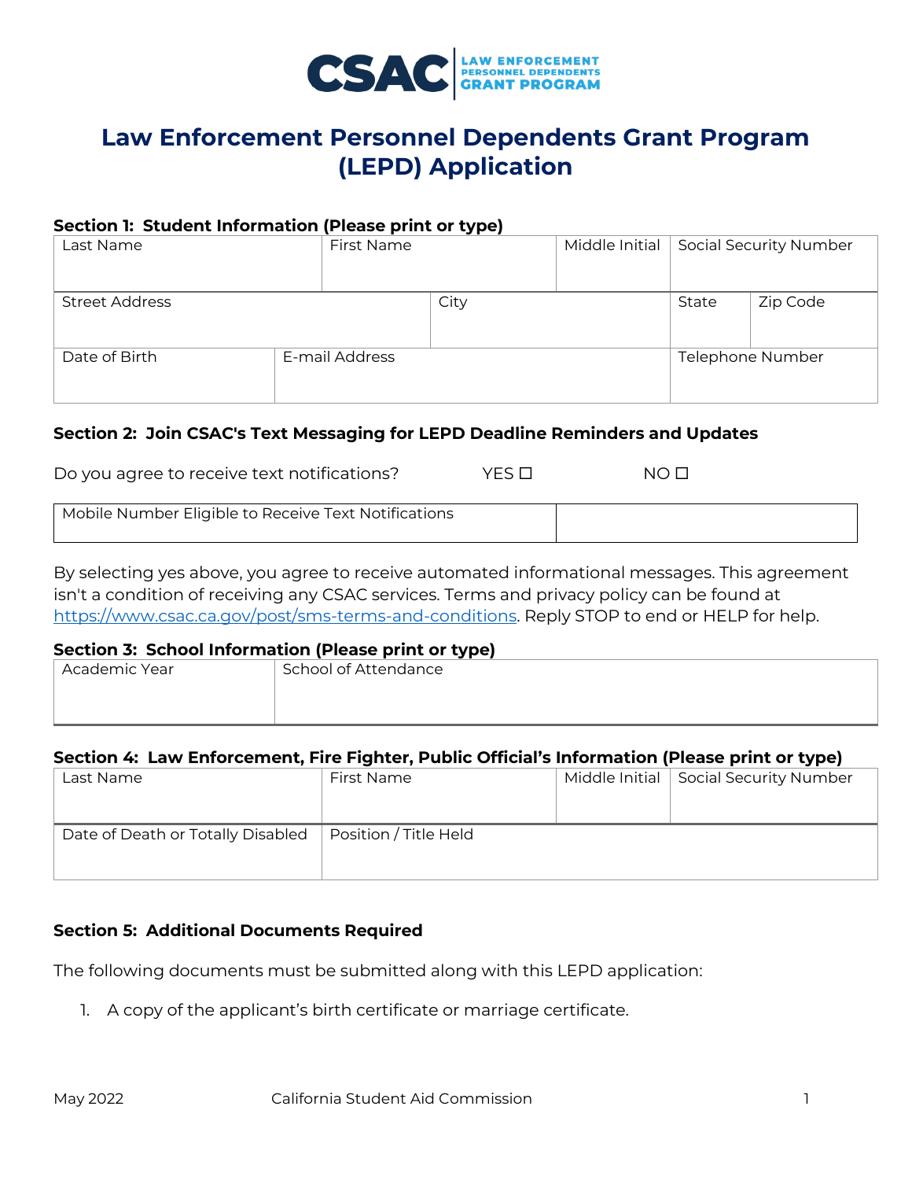# Law Enforcement Personnel Dependents Grant Program (LEPD) Application

**Section 1: Student Information (Please print or type)**

| Last Name | First Name | Middle Initial | Social Security Number |
|---|---|---|---|
| | | | |

| Street Address | City | State | Zip Code |
|---|---|---|---|
| | | | |

| Date of Birth | E-mail Address | Telephone Number |
|---|---|---|
| | | |

**Section 2: Join CSAC's Text Messaging for LEPD Deadline Reminders and Updates**

Do you agree to receive text notifications? YES ☐ NO ☐

| Mobile Number Eligible to Receive Text Notifications | |
|---|---|

By selecting yes above, you agree to receive automated informational messages. This agreement isn't a condition of receiving any CSAC services. Terms and privacy policy can be found at https://www.csac.ca.gov/post/sms-terms-and-conditions. Reply STOP to end or HELP for help.

**Section 3: School Information (Please print or type)**

| Academic Year | School of Attendance |
|---|---|
| | |

**Section 4: Law Enforcement, Fire Fighter, Public Official's Information (Please print or type)**

| Last Name | First Name | Middle Initial | Social Security Number |
|---|---|---|---|
| | | | |

| Date of Death or Totally Disabled | Position / Title Held |
|---|---|
| | |

**Section 5: Additional Documents Required**

The following documents must be submitted along with this LEPD application:

1. A copy of the applicant's birth certificate or marriage certificate.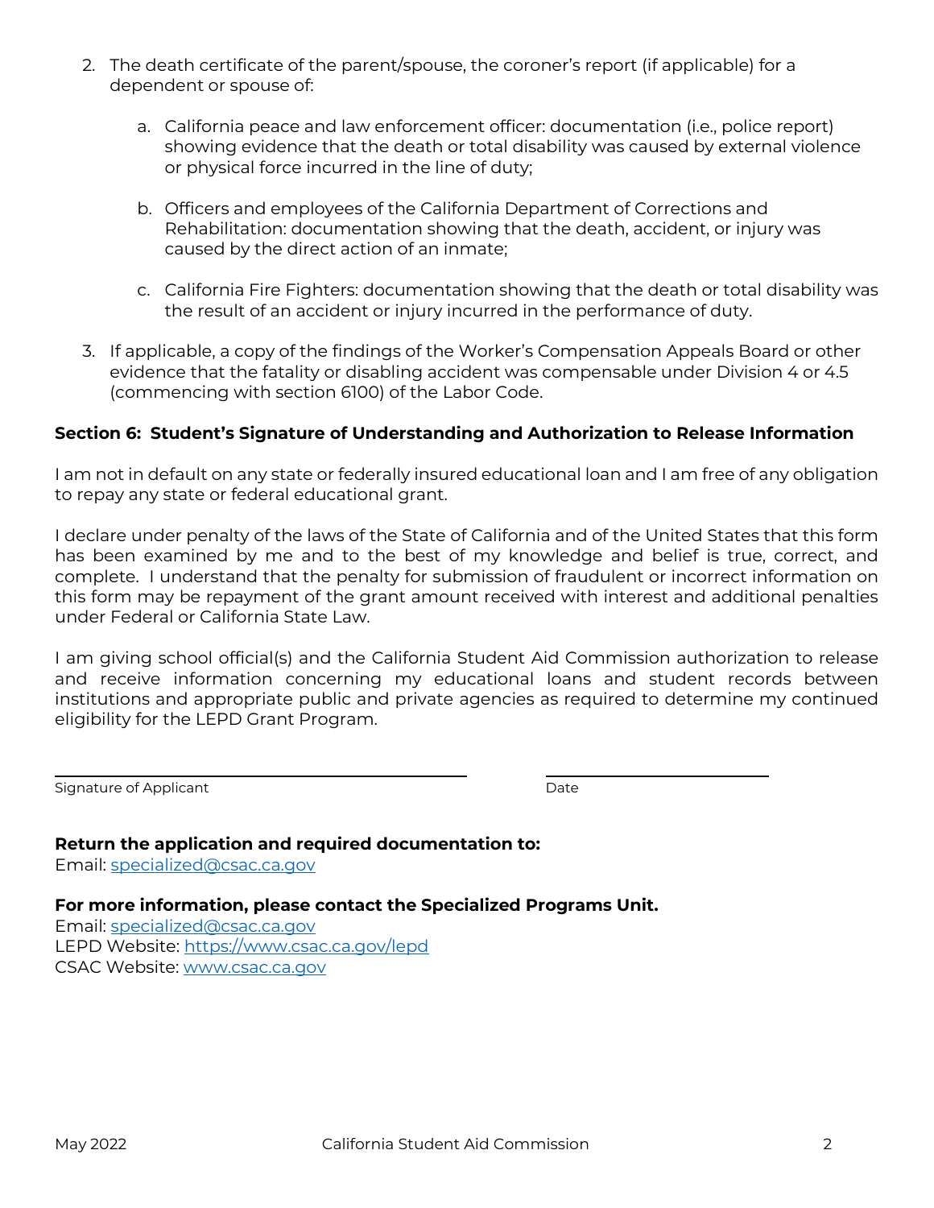2. The death certificate of the parent/spouse, the coroner's report (if applicable) for a dependent or spouse of:

   a. California peace and law enforcement officer: documentation (i.e., police report) showing evidence that the death or total disability was caused by external violence or physical force incurred in the line of duty;

   b. Officers and employees of the California Department of Corrections and Rehabilitation: documentation showing that the death, accident, or injury was caused by the direct action of an inmate;

   c. California Fire Fighters: documentation showing that the death or total disability was the result of an accident or injury incurred in the performance of duty.

3. If applicable, a copy of the findings of the Worker's Compensation Appeals Board or other evidence that the fatality or disabling accident was compensable under Division 4 or 4.5 (commencing with section 6100) of the Labor Code.

**Section 6: Student's Signature of Understanding and Authorization to Release Information**

I am not in default on any state or federally insured educational loan and I am free of any obligation to repay any state or federal educational grant.

I declare under penalty of the laws of the State of California and of the United States that this form has been examined by me and to the best of my knowledge and belief is true, correct, and complete. I understand that the penalty for submission of fraudulent or incorrect information on this form may be repayment of the grant amount received with interest and additional penalties under Federal or California State Law.

I am giving school official(s) and the California Student Aid Commission authorization to release and receive information concerning my educational loans and student records between institutions and appropriate public and private agencies as required to determine my continued eligibility for the LEPD Grant Program.

\_\_\_\_\_\_\_\_\_\_\_\_\_\_\_\_\_\_\_\_\_\_\_\_\_\_\_\_\_\_\_\_\_\_\_\_\_\_\_\_ \_\_\_\_\_\_\_\_\_\_\_\_\_\_\_\_\_\_\_\_\_\_\_\_
Signature of Applicant Date

**Return the application and required documentation to:**
Email: specialized@csac.ca.gov

**For more information, please contact the Specialized Programs Unit.**
Email: specialized@csac.ca.gov
LEPD Website: https://www.csac.ca.gov/lepd
CSAC Website: www.csac.ca.gov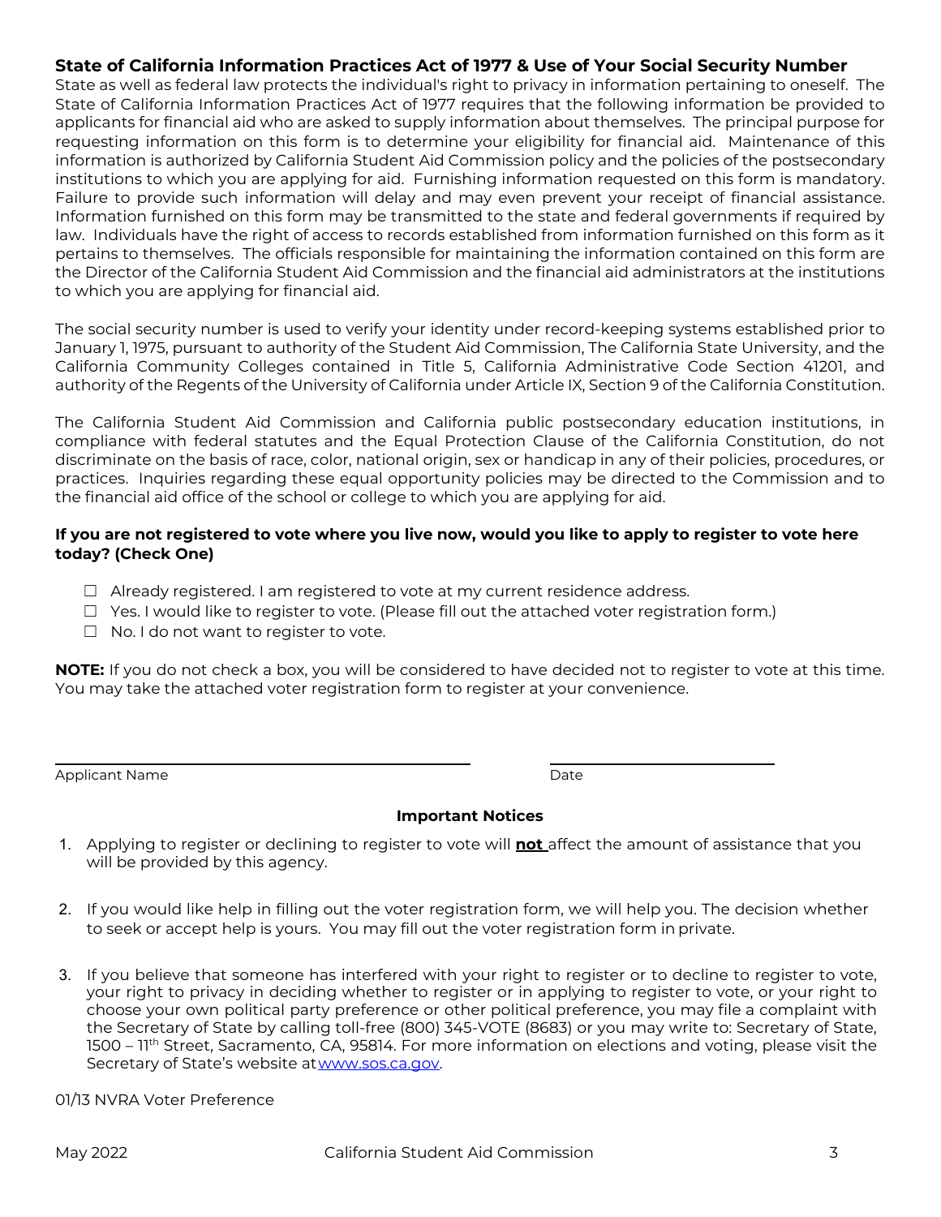## State of California Information Practices Act of 1977 & Use of Your Social Security Number

State as well as federal law protects the individual's right to privacy in information pertaining to oneself. The State of California Information Practices Act of 1977 requires that the following information be provided to applicants for financial aid who are asked to supply information about themselves. The principal purpose for requesting information on this form is to determine your eligibility for financial aid. Maintenance of this information is authorized by California Student Aid Commission policy and the policies of the postsecondary institutions to which you are applying for aid. Furnishing information requested on this form is mandatory. Failure to provide such information will delay and may even prevent your receipt of financial assistance. Information furnished on this form may be transmitted to the state and federal governments if required by law. Individuals have the right of access to records established from information furnished on this form as it pertains to themselves. The officials responsible for maintaining the information contained on this form are the Director of the California Student Aid Commission and the financial aid administrators at the institutions to which you are applying for financial aid.

The social security number is used to verify your identity under record-keeping systems established prior to January 1, 1975, pursuant to authority of the Student Aid Commission, The California State University, and the California Community Colleges contained in Title 5, California Administrative Code Section 41201, and authority of the Regents of the University of California under Article IX, Section 9 of the California Constitution.

The California Student Aid Commission and California public postsecondary education institutions, in compliance with federal statutes and the Equal Protection Clause of the California Constitution, do not discriminate on the basis of race, color, national origin, sex or handicap in any of their policies, procedures, or practices. Inquiries regarding these equal opportunity policies may be directed to the Commission and to the financial aid office of the school or college to which you are applying for aid.

**If you are not registered to vote where you live now, would you like to apply to register to vote here today? (Check One)**

- ☐ Already registered. I am registered to vote at my current residence address.
- ☐ Yes. I would like to register to vote. (Please fill out the attached voter registration form.)
- ☐ No. I do not want to register to vote.

**NOTE:** If you do not check a box, you will be considered to have decided not to register to vote at this time. You may take the attached voter registration form to register at your convenience.

Applicant Name ______________________ Date ______________

**Important Notices**

1. Applying to register or declining to register to vote will **not** affect the amount of assistance that you will be provided by this agency.
2. If you would like help in filling out the voter registration form, we will help you. The decision whether to seek or accept help is yours. You may fill out the voter registration form in private.
3. If you believe that someone has interfered with your right to register or to decline to register to vote, your right to privacy in deciding whether to register or in applying to register to vote, or your right to choose your own political party preference or other political preference, you may file a complaint with the Secretary of State by calling toll-free (800) 345-VOTE (8683) or you may write to: Secretary of State, 1500 – 11th Street, Sacramento, CA, 95814. For more information on elections and voting, please visit the Secretary of State's website at [www.sos.ca.gov](http://www.sos.ca.gov).

01/13 NVRA Voter Preference